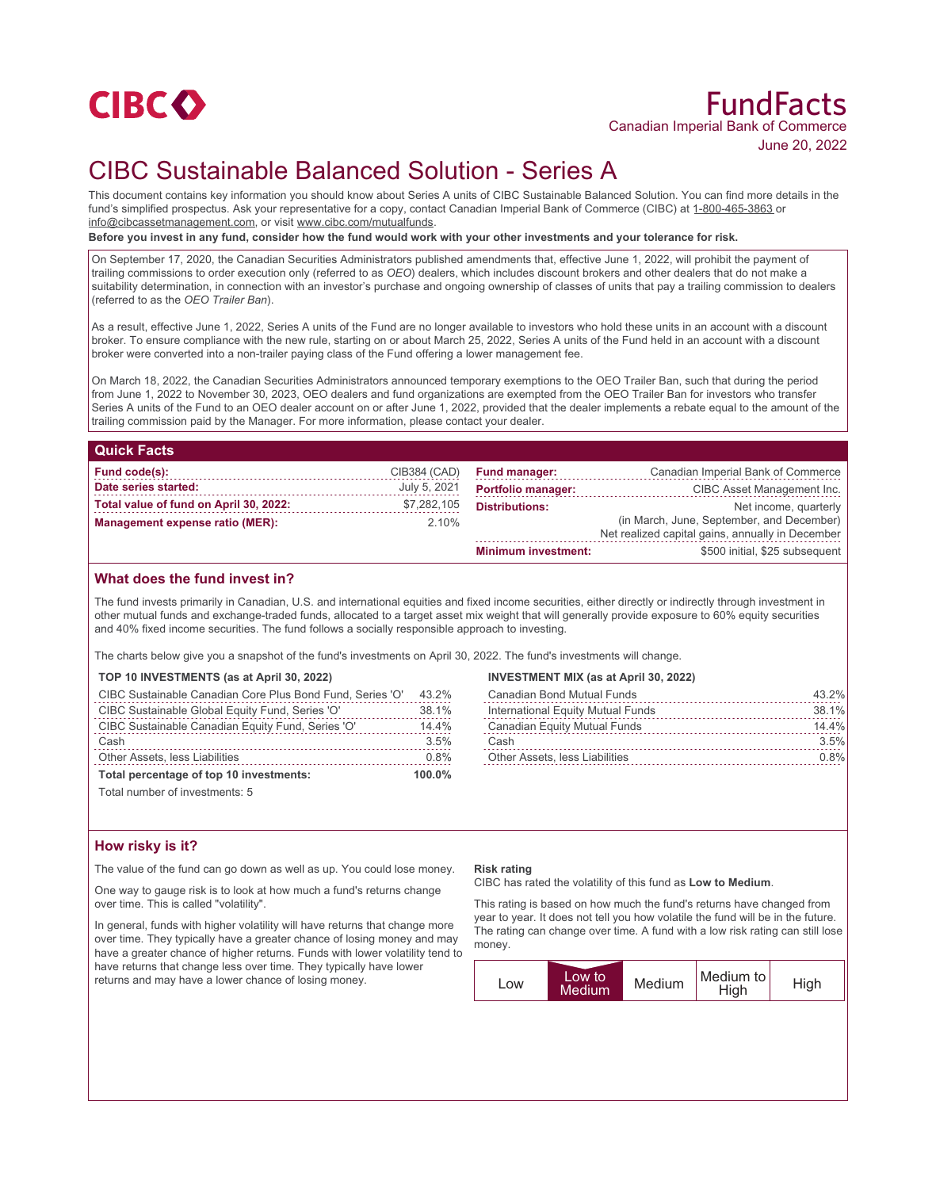CIBC

# FundFacts

Canadian Imperial Bank of Commerce

June 20, 2022

# CIBC Sustainable Balanced Solution - Series A

This document contains key information you should know about Series A units of CIBC Sustainable Balanced Solution. You can find more details in the fund's simplified prospectus. Ask your representative for a copy, contact Canadian Imperial Bank of Commerce (CIBC) at 1-800-465-3863 or info@cibcassetmanagement.com, or visit www.cibc.com/mutualfunds.

**Before you invest in any fund, consider how the fund would work with your other investments and your tolerance for risk.**

On September 17, 2020, the Canadian Securities Administrators published amendments that, effective June 1, 2022, will prohibit the payment of trailing commissions to order execution only (referred to as *OEO*) dealers, which includes discount brokers and other dealers that do not make a suitability determination, in connection with an investor's purchase and ongoing ownership of classes of units that pay a trailing commission to dealers (referred to as the *OEO Trailer Ban*).

As a result, effective June 1, 2022, Series A units of the Fund are no longer available to investors who hold these units in an account with a discount broker. To ensure compliance with the new rule, starting on or about March 25, 2022, Series A units of the Fund held in an account with a discount broker were converted into a non-trailer paying class of the Fund offering a lower management fee.

On March 18, 2022, the Canadian Securities Administrators announced temporary exemptions to the OEO Trailer Ban, such that during the period from June 1, 2022 to November 30, 2023, OEO dealers and fund organizations are exempted from the OEO Trailer Ban for investors who transfer Series A units of the Fund to an OEO dealer account on or after June 1, 2022, provided that the dealer implements a rebate equal to the amount of the trailing commission paid by the Manager. For more information, please contact your dealer.

## Quick Facts

| | |
|---|---|
| **Fund code(s):** | CIB384 (CAD) |
| **Date series started:** | July 5, 2021 |
| **Total value of fund on April 30, 2022:** | $7,282,105 |
| **Management expense ratio (MER):** | 2.10% |
| **Fund manager:** | Canadian Imperial Bank of Commerce |
| **Portfolio manager:** | CIBC Asset Management Inc. |
| **Distributions:** | Net income, quarterly (in March, June, September, and December) Net realized capital gains, annually in December |
| **Minimum investment:** | $500 initial, $25 subsequent |

## What does the fund invest in?

The fund invests primarily in Canadian, U.S. and international equities and fixed income securities, either directly or indirectly through investment in other mutual funds and exchange-traded funds, allocated to a target asset mix weight that will generally provide exposure to 60% equity securities and 40% fixed income securities. The fund follows a socially responsible approach to investing.

The charts below give you a snapshot of the fund's investments on April 30, 2022. The fund's investments will change.

**TOP 10 INVESTMENTS (as at April 30, 2022)**

| | |
|---|---|
| CIBC Sustainable Canadian Core Plus Bond Fund, Series 'O' | 43.2% |
| CIBC Sustainable Global Equity Fund, Series 'O' | 38.1% |
| CIBC Sustainable Canadian Equity Fund, Series 'O' | 14.4% |
| Cash | 3.5% |
| Other Assets, less Liabilities | 0.8% |
| **Total percentage of top 10 investments:** | **100.0%** |

Total number of investments: 5

**INVESTMENT MIX (as at April 30, 2022)**

| | |
|---|---|
| Canadian Bond Mutual Funds | 43.2% |
| International Equity Mutual Funds | 38.1% |
| Canadian Equity Mutual Funds | 14.4% |
| Cash | 3.5% |
| Other Assets, less Liabilities | 0.8% |

## How risky is it?

The value of the fund can go down as well as up. You could lose money.

One way to gauge risk is to look at how much a fund's returns change over time. This is called "volatility".

In general, funds with higher volatility will have returns that change more over time. They typically have a greater chance of losing money and may have a greater chance of higher returns. Funds with lower volatility tend to have returns that change less over time. They typically have lower returns and may have a lower chance of losing money.

**Risk rating**

CIBC has rated the volatility of this fund as **Low to Medium**.

This rating is based on how much the fund's returns have changed from year to year. It does not tell you how volatile the fund will be in the future. The rating can change over time. A fund with a low risk rating can still lose money.

| Low | **Low to Medium** | Medium | Medium to High | High |
|---|---|---|---|---|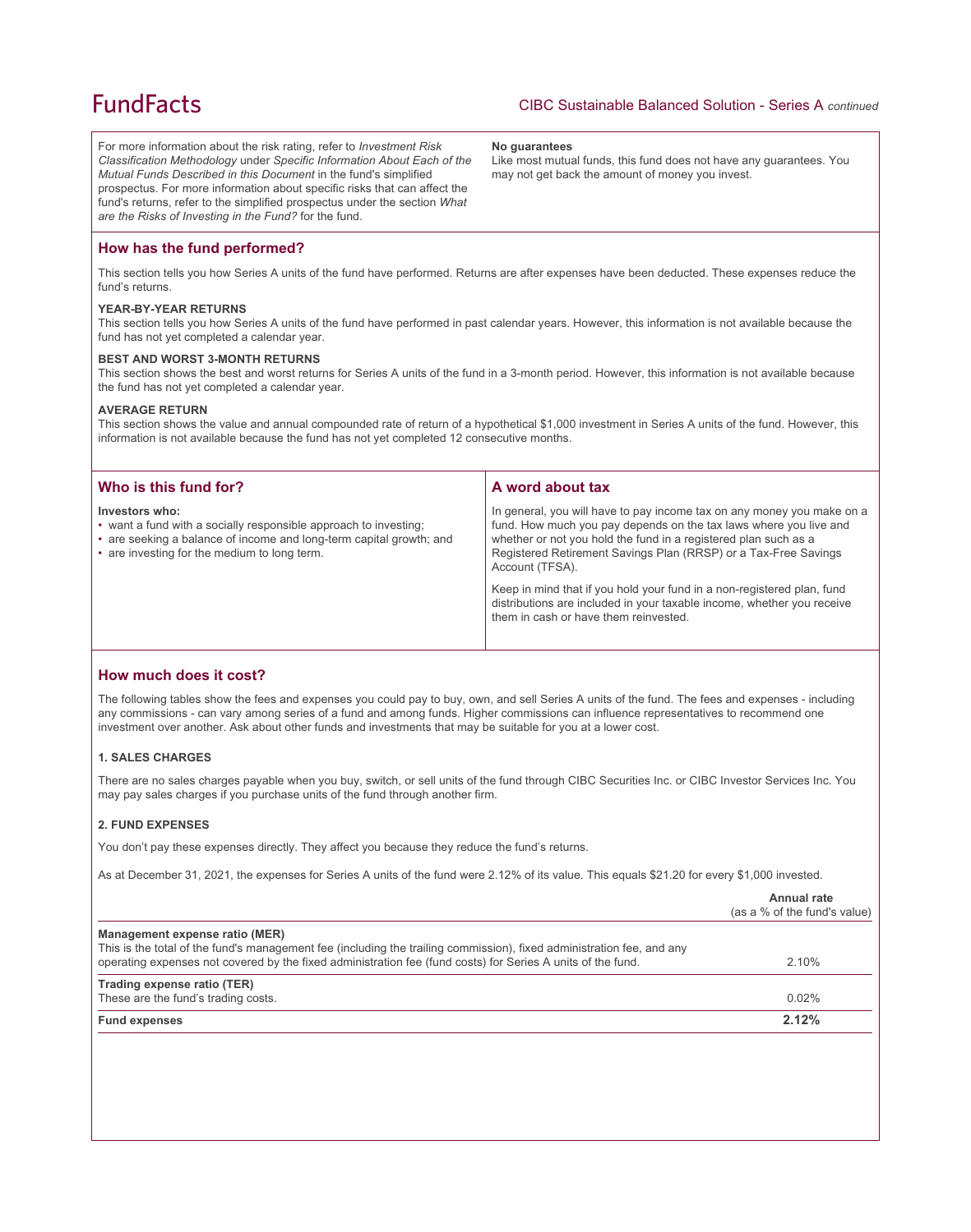For more information about the risk rating, refer to *Investment Risk Classification Methodology* under *Specific Information About Each of the Mutual Funds Described in this Document* in the fund's simplified prospectus. For more information about specific risks that can affect the fund's returns, refer to the simplified prospectus under the section *What are the Risks of Investing in the Fund?* for the fund.

**No guarantees**

Like most mutual funds, this fund does not have any guarantees. You may not get back the amount of money you invest.

## How has the fund performed?

This section tells you how Series A units of the fund have performed. Returns are after expenses have been deducted. These expenses reduce the fund's returns.

**YEAR-BY-YEAR RETURNS**

This section tells you how Series A units of the fund have performed in past calendar years. However, this information is not available because the fund has not yet completed a calendar year.

**BEST AND WORST 3-MONTH RETURNS**

This section shows the best and worst returns for Series A units of the fund in a 3-month period. However, this information is not available because the fund has not yet completed a calendar year.

**AVERAGE RETURN**

This section shows the value and annual compounded rate of return of a hypothetical $1,000 investment in Series A units of the fund. However, this information is not available because the fund has not yet completed 12 consecutive months.

## Who is this fund for?

**Investors who:**

- want a fund with a socially responsible approach to investing;
- are seeking a balance of income and long-term capital growth; and
- are investing for the medium to long term.

## A word about tax

In general, you will have to pay income tax on any money you make on a fund. How much you pay depends on the tax laws where you live and whether or not you hold the fund in a registered plan such as a Registered Retirement Savings Plan (RRSP) or a Tax-Free Savings Account (TFSA).

Keep in mind that if you hold your fund in a non-registered plan, fund distributions are included in your taxable income, whether you receive them in cash or have them reinvested.

## How much does it cost?

The following tables show the fees and expenses you could pay to buy, own, and sell Series A units of the fund. The fees and expenses - including any commissions - can vary among series of a fund and among funds. Higher commissions can influence representatives to recommend one investment over another. Ask about other funds and investments that may be suitable for you at a lower cost.

**1. SALES CHARGES**

There are no sales charges payable when you buy, switch, or sell units of the fund through CIBC Securities Inc. or CIBC Investor Services Inc. You may pay sales charges if you purchase units of the fund through another firm.

**2. FUND EXPENSES**

You don't pay these expenses directly. They affect you because they reduce the fund's returns.

As at December 31, 2021, the expenses for Series A units of the fund were 2.12% of its value. This equals $21.20 for every $1,000 invested.

| | **Annual rate** (as a % of the fund's value) |
|---|---|
| **Management expense ratio (MER)** This is the total of the fund's management fee (including the trailing commission), fixed administration fee, and any operating expenses not covered by the fixed administration fee (fund costs) for Series A units of the fund. | 2.10% |
| **Trading expense ratio (TER)** These are the fund's trading costs. | 0.02% |
| **Fund expenses** | **2.12%** |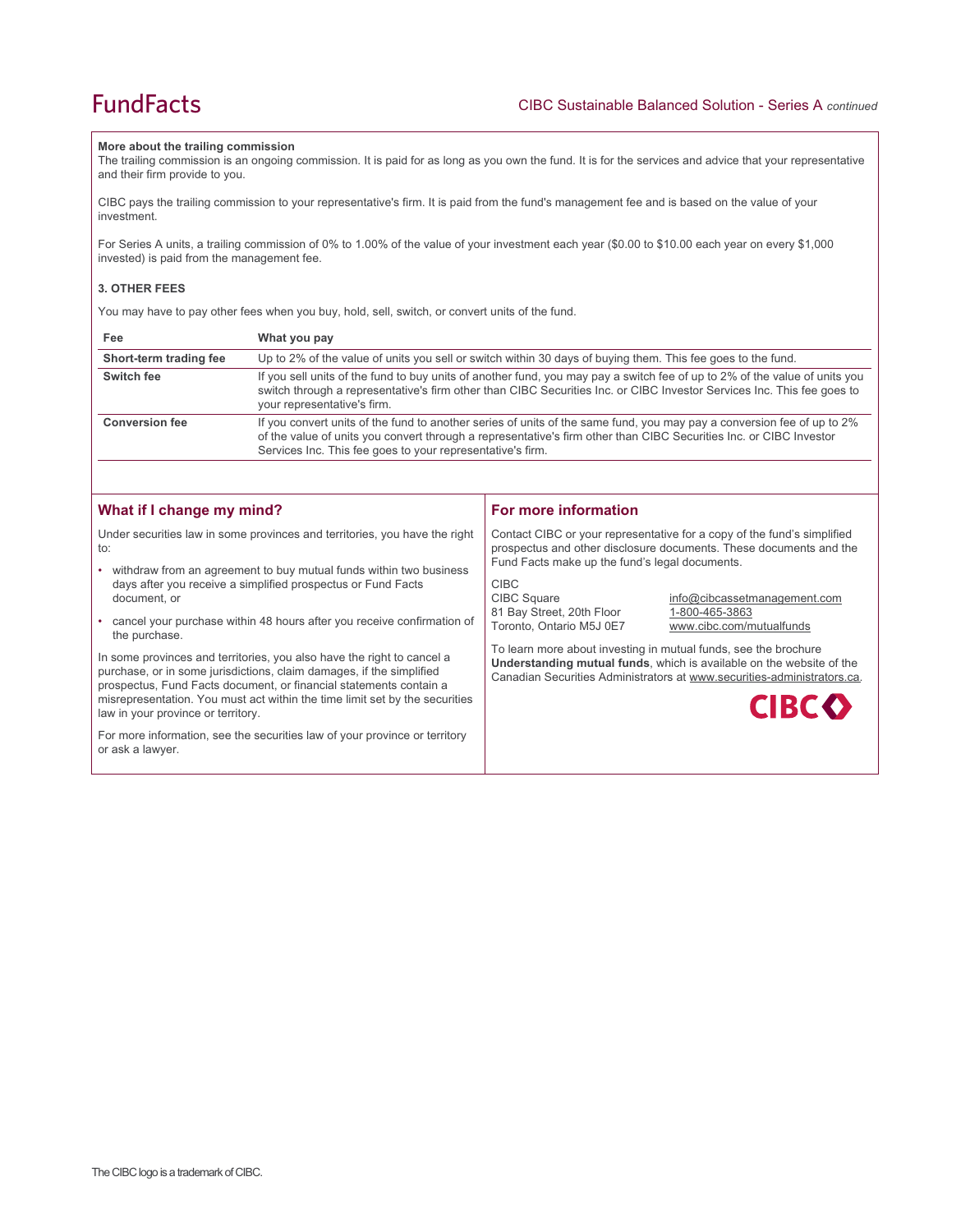**More about the trailing commission**

The trailing commission is an ongoing commission. It is paid for as long as you own the fund. It is for the services and advice that your representative and their firm provide to you.

CIBC pays the trailing commission to your representative's firm. It is paid from the fund's management fee and is based on the value of your investment.

For Series A units, a trailing commission of 0% to 1.00% of the value of your investment each year ($0.00 to $10.00 each year on every $1,000 invested) is paid from the management fee.

### 3. OTHER FEES

You may have to pay other fees when you buy, hold, sell, switch, or convert units of the fund.

| Fee | What you pay |
|---|---|
| **Short-term trading fee** | Up to 2% of the value of units you sell or switch within 30 days of buying them. This fee goes to the fund. |
| **Switch fee** | If you sell units of the fund to buy units of another fund, you may pay a switch fee of up to 2% of the value of units you switch through a representative's firm other than CIBC Securities Inc. or CIBC Investor Services Inc. This fee goes to your representative's firm. |
| **Conversion fee** | If you convert units of the fund to another series of units of the same fund, you may pay a conversion fee of up to 2% of the value of units you convert through a representative's firm other than CIBC Securities Inc. or CIBC Investor Services Inc. This fee goes to your representative's firm. |

## What if I change my mind?

Under securities law in some provinces and territories, you have the right to:

- withdraw from an agreement to buy mutual funds within two business days after you receive a simplified prospectus or Fund Facts document, or
- cancel your purchase within 48 hours after you receive confirmation of the purchase.

In some provinces and territories, you also have the right to cancel a purchase, or in some jurisdictions, claim damages, if the simplified prospectus, Fund Facts document, or financial statements contain a misrepresentation. You must act within the time limit set by the securities law in your province or territory.

For more information, see the securities law of your province or territory or ask a lawyer.

## For more information

Contact CIBC or your representative for a copy of the fund's simplified prospectus and other disclosure documents. These documents and the Fund Facts make up the fund's legal documents.

CIBC
CIBC Square
81 Bay Street, 20th Floor
Toronto, Ontario M5J 0E7

info@cibcassetmanagement.com
1-800-465-3863
www.cibc.com/mutualfunds

To learn more about investing in mutual funds, see the brochure **Understanding mutual funds**, which is available on the website of the Canadian Securities Administrators at www.securities-administrators.ca.

CIBC

The CIBC logo is a trademark of CIBC.